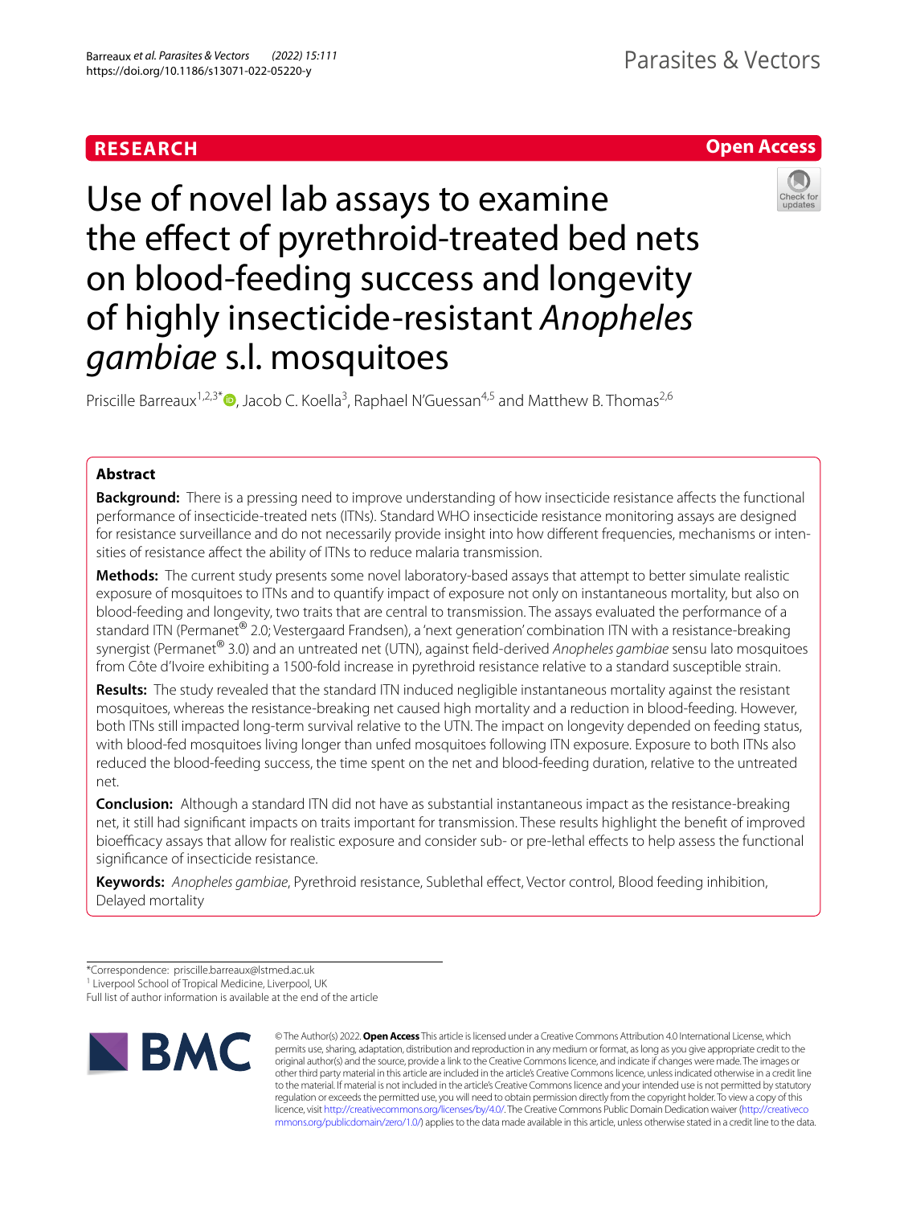**RESEARCH** **Open Access**

# Use of novel lab assays to examine the effect of pyrethroid-treated bed nets on blood-feeding success and longevity of highly insecticide-resistant *Anopheles gambiae* s.l. mosquitoes

Priscille Barreaux[1,2,3*], Jacob C. Koella[3], Raphael N'Guessan[4,5] and Matthew B. Thomas[2,6]

## Abstract

**Background:** There is a pressing need to improve understanding of how insecticide resistance affects the functional performance of insecticide-treated nets (ITNs). Standard WHO insecticide resistance monitoring assays are designed for resistance surveillance and do not necessarily provide insight into how different frequencies, mechanisms or intensities of resistance affect the ability of ITNs to reduce malaria transmission.

**Methods:** The current study presents some novel laboratory-based assays that attempt to better simulate realistic exposure of mosquitoes to ITNs and to quantify impact of exposure not only on instantaneous mortality, but also on blood-feeding and longevity, two traits that are central to transmission. The assays evaluated the performance of a standard ITN (Permanet® 2.0; Vestergaard Frandsen), a 'next generation' combination ITN with a resistance-breaking synergist (Permanet® 3.0) and an untreated net (UTN), against field-derived *Anopheles gambiae* sensu lato mosquitoes from Côte d'Ivoire exhibiting a 1500-fold increase in pyrethroid resistance relative to a standard susceptible strain.

**Results:** The study revealed that the standard ITN induced negligible instantaneous mortality against the resistant mosquitoes, whereas the resistance-breaking net caused high mortality and a reduction in blood-feeding. However, both ITNs still impacted long-term survival relative to the UTN. The impact on longevity depended on feeding status, with blood-fed mosquitoes living longer than unfed mosquitoes following ITN exposure. Exposure to both ITNs also reduced the blood-feeding success, the time spent on the net and blood-feeding duration, relative to the untreated net.

**Conclusion:** Although a standard ITN did not have as substantial instantaneous impact as the resistance-breaking net, it still had significant impacts on traits important for transmission. These results highlight the benefit of improved bioefficacy assays that allow for realistic exposure and consider sub- or pre-lethal effects to help assess the functional significance of insecticide resistance.

**Keywords:** *Anopheles gambiae*, Pyrethroid resistance, Sublethal effect, Vector control, Blood feeding inhibition, Delayed mortality

---

*Correspondence: priscille.barreaux@lstmed.ac.uk
[1] Liverpool School of Tropical Medicine, Liverpool, UK
Full list of author information is available at the end of the article

© The Author(s) 2022. **Open Access** This article is licensed under a Creative Commons Attribution 4.0 International License, which permits use, sharing, adaptation, distribution and reproduction in any medium or format, as long as you give appropriate credit to the original author(s) and the source, provide a link to the Creative Commons licence, and indicate if changes were made. The images or other third party material in this article are included in the article's Creative Commons licence, unless indicated otherwise in a credit line to the material. If material is not included in the article's Creative Commons licence and your intended use is not permitted by statutory regulation or exceeds the permitted use, you will need to obtain permission directly from the copyright holder. To view a copy of this licence, visit http://creativecommons.org/licenses/by/4.0/. The Creative Commons Public Domain Dedication waiver (http://creativecommons.org/publicdomain/zero/1.0/) applies to the data made available in this article, unless otherwise stated in a credit line to the data.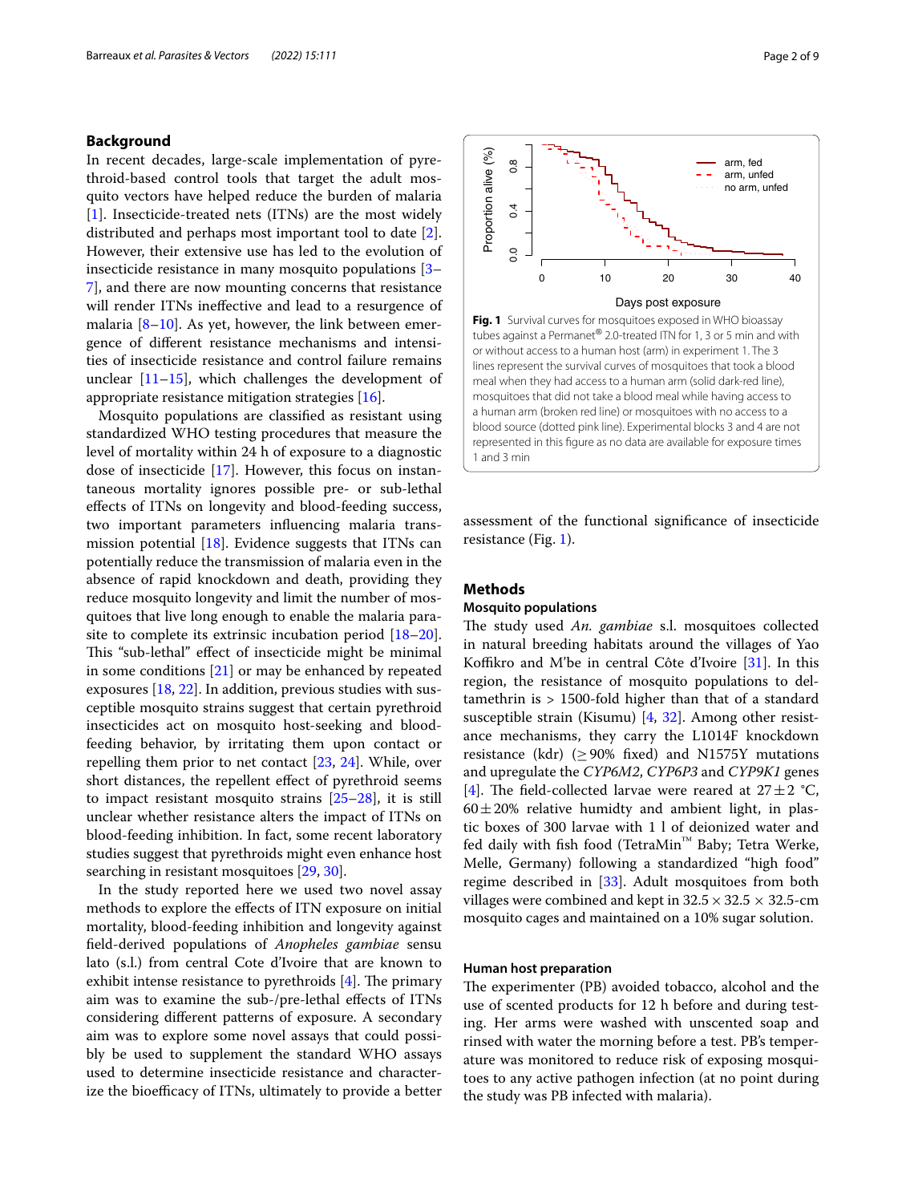## Background

In recent decades, large-scale implementation of pyrethroid-based control tools that target the adult mosquito vectors have helped reduce the burden of malaria [1]. Insecticide-treated nets (ITNs) are the most widely distributed and perhaps most important tool to date [2]. However, their extensive use has led to the evolution of insecticide resistance in many mosquito populations [3–7], and there are now mounting concerns that resistance will render ITNs ineffective and lead to a resurgence of malaria [8–10]. As yet, however, the link between emergence of different resistance mechanisms and intensities of insecticide resistance and control failure remains unclear [11–15], which challenges the development of appropriate resistance mitigation strategies [16].

Mosquito populations are classified as resistant using standardized WHO testing procedures that measure the level of mortality within 24 h of exposure to a diagnostic dose of insecticide [17]. However, this focus on instantaneous mortality ignores possible pre- or sub-lethal effects of ITNs on longevity and blood-feeding success, two important parameters influencing malaria transmission potential [18]. Evidence suggests that ITNs can potentially reduce the transmission of malaria even in the absence of rapid knockdown and death, providing they reduce mosquito longevity and limit the number of mosquitoes that live long enough to enable the malaria parasite to complete its extrinsic incubation period [18–20]. This "sub-lethal" effect of insecticide might be minimal in some conditions [21] or may be enhanced by repeated exposures [18, 22]. In addition, previous studies with susceptible mosquito strains suggest that certain pyrethroid insecticides act on mosquito host-seeking and blood-feeding behavior, by irritating them upon contact or repelling them prior to net contact [23, 24]. While, over short distances, the repellent effect of pyrethroid seems to impact resistant mosquito strains [25–28], it is still unclear whether resistance alters the impact of ITNs on blood-feeding inhibition. In fact, some recent laboratory studies suggest that pyrethroids might even enhance host searching in resistant mosquitoes [29, 30].

In the study reported here we used two novel assay methods to explore the effects of ITN exposure on initial mortality, blood-feeding inhibition and longevity against field-derived populations of *Anopheles gambiae* sensu lato (s.l.) from central Cote d'Ivoire that are known to exhibit intense resistance to pyrethroids [4]. The primary aim was to examine the sub-/pre-lethal effects of ITNs considering different patterns of exposure. A secondary aim was to explore some novel assays that could possibly be used to supplement the standard WHO assays used to determine insecticide resistance and characterize the bioefficacy of ITNs, ultimately to provide a better assessment of the functional significance of insecticide resistance (Fig. 1).

**Fig. 1** Survival curves for mosquitoes exposed in WHO bioassay tubes against a Permanet® 2.0-treated ITN for 1, 3 or 5 min and with or without access to a human host (arm) in experiment 1. The 3 lines represent the survival curves of mosquitoes that took a blood meal when they had access to a human arm (solid dark-red line), mosquitoes that did not take a blood meal while having access to a human arm (broken red line) or mosquitoes with no access to a blood source (dotted pink line). Experimental blocks 3 and 4 are not represented in this figure as no data are available for exposure times 1 and 3 min

## Methods

### Mosquito populations

The study used *An. gambiae* s.l. mosquitoes collected in natural breeding habitats around the villages of Yao Koffikro and M'be in central Côte d'Ivoire [31]. In this region, the resistance of mosquito populations to deltamethrin is > 1500-fold higher than that of a standard susceptible strain (Kisumu) [4, 32]. Among other resistance mechanisms, they carry the L1014F knockdown resistance (kdr) (≥ 90% fixed) and N1575Y mutations and upregulate the *CYP6M2*, *CYP6P3* and *CYP9K1* genes [4]. The field-collected larvae were reared at 27 ± 2 °C, 60 ± 20% relative humidty and ambient light, in plastic boxes of 300 larvae with 1 l of deionized water and fed daily with fish food (TetraMin™ Baby; Tetra Werke, Melle, Germany) following a standardized "high food" regime described in [33]. Adult mosquitoes from both villages were combined and kept in 32.5 × 32.5 × 32.5-cm mosquito cages and maintained on a 10% sugar solution.

### Human host preparation

The experimenter (PB) avoided tobacco, alcohol and the use of scented products for 12 h before and during testing. Her arms were washed with unscented soap and rinsed with water the morning before a test. PB's temperature was monitored to reduce risk of exposing mosquitoes to any active pathogen infection (at no point during the study was PB infected with malaria).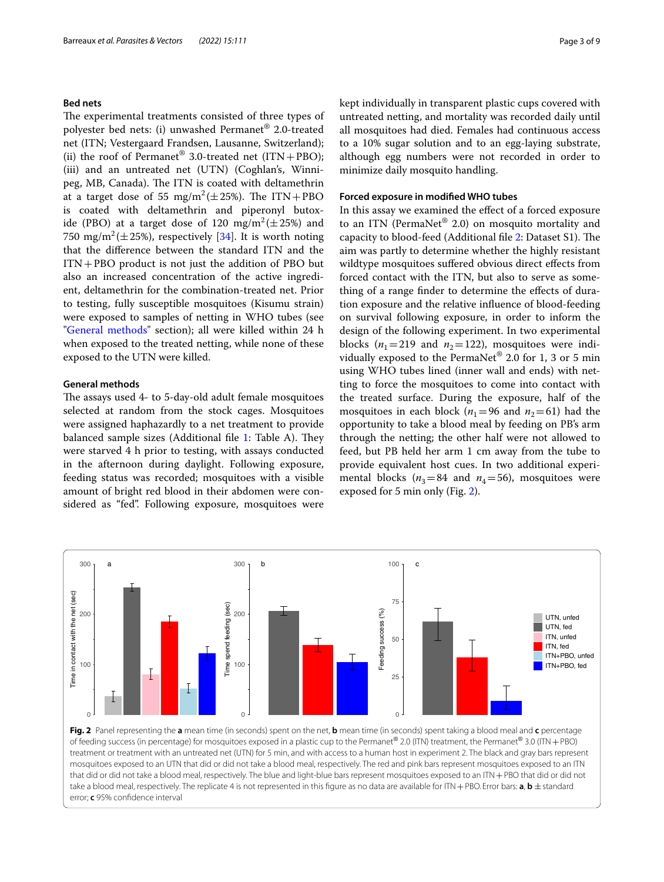### Bed nets

The experimental treatments consisted of three types of polyester bed nets: (i) unwashed Permanet® 2.0-treated net (ITN; Vestergaard Frandsen, Lausanne, Switzerland); (ii) the roof of Permanet® 3.0-treated net (ITN + PBO); (iii) and an untreated net (UTN) (Coghlan's, Winnipeg, MB, Canada). The ITN is coated with deltamethrin at a target dose of 55 mg/m$^2$(±25%). The ITN + PBO is coated with deltamethrin and piperonyl butoxide (PBO) at a target dose of 120 mg/m$^2$(±25%) and 750 mg/m$^2$(±25%), respectively [34]. It is worth noting that the difference between the standard ITN and the ITN + PBO product is not just the addition of PBO but also an increased concentration of the active ingredient, deltamethrin for the combination-treated net. Prior to testing, fully susceptible mosquitoes (Kisumu strain) were exposed to samples of netting in WHO tubes (see "General methods" section); all were killed within 24 h when exposed to the treated netting, while none of these exposed to the UTN were killed.

### General methods

The assays used 4- to 5-day-old adult female mosquitoes selected at random from the stock cages. Mosquitoes were assigned haphazardly to a net treatment to provide balanced sample sizes (Additional file 1: Table A). They were starved 4 h prior to testing, with assays conducted in the afternoon during daylight. Following exposure, feeding status was recorded; mosquitoes with a visible amount of bright red blood in their abdomen were considered as "fed". Following exposure, mosquitoes were kept individually in transparent plastic cups covered with untreated netting, and mortality was recorded daily until all mosquitoes had died. Females had continuous access to a 10% sugar solution and to an egg-laying substrate, although egg numbers were not recorded in order to minimize daily mosquito handling.

### Forced exposure in modified WHO tubes

In this assay we examined the effect of a forced exposure to an ITN (PermaNet® 2.0) on mosquito mortality and capacity to blood-feed (Additional file 2: Dataset S1). The aim was partly to determine whether the highly resistant wildtype mosquitoes suffered obvious direct effects from forced contact with the ITN, but also to serve as something of a range finder to determine the effects of duration exposure and the relative influence of blood-feeding on survival following exposure, in order to inform the design of the following experiment. In two experimental blocks ($n_1 = 219$ and $n_2 = 122$), mosquitoes were individually exposed to the PermaNet® 2.0 for 1, 3 or 5 min using WHO tubes lined (inner wall and ends) with netting to force the mosquitoes to come into contact with the treated surface. During the exposure, half of the mosquitoes in each block ($n_1 = 96$ and $n_2 = 61$) had the opportunity to take a blood meal by feeding on PB's arm through the netting; the other half were not allowed to feed, but PB held her arm 1 cm away from the tube to provide equivalent host cues. In two additional experimental blocks ($n_3 = 84$ and $n_4 = 56$), mosquitoes were exposed for 5 min only (Fig. 2).

**Fig. 2** Panel representing the **a** mean time (in seconds) spent on the net, **b** mean time (in seconds) spent taking a blood meal and **c** percentage of feeding success (in percentage) for mosquitoes exposed in a plastic cup to the Permanet® 2.0 (ITN) treatment, the Permanet® 3.0 (ITN + PBO) treatment or treatment with an untreated net (UTN) for 5 min, and with access to a human host in experiment 2. The black and gray bars represent mosquitoes exposed to an UTN that did or did not take a blood meal, respectively. The red and pink bars represent mosquitoes exposed to an ITN that did or did not take a blood meal, respectively. The blue and light-blue bars represent mosquitoes exposed to an ITN + PBO that did or did not take a blood meal, respectively. The replicate 4 is not represented in this figure as no data are available for ITN + PBO. Error bars: **a**, **b** ± standard error; **c** 95% confidence interval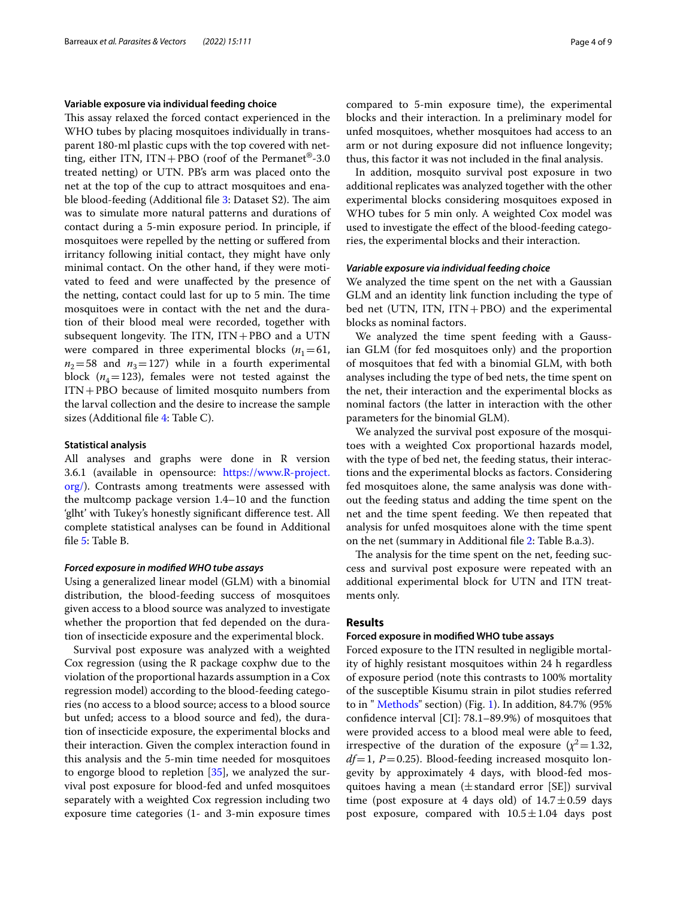#### Variable exposure via individual feeding choice

This assay relaxed the forced contact experienced in the WHO tubes by placing mosquitoes individually in transparent 180-ml plastic cups with the top covered with netting, either ITN, ITN + PBO (roof of the Permanet®-3.0 treated netting) or UTN. PB's arm was placed onto the net at the top of the cup to attract mosquitoes and enable blood-feeding (Additional file 3: Dataset S2). The aim was to simulate more natural patterns and durations of contact during a 5-min exposure period. In principle, if mosquitoes were repelled by the netting or suffered from irritancy following initial contact, they might have only minimal contact. On the other hand, if they were motivated to feed and were unaffected by the presence of the netting, contact could last for up to 5 min. The time mosquitoes were in contact with the net and the duration of their blood meal were recorded, together with subsequent longevity. The ITN, ITN + PBO and a UTN were compared in three experimental blocks ($n_1 = 61$, $n_2 = 58$ and $n_3 = 127$) while in a fourth experimental block ($n_4 = 123$), females were not tested against the ITN + PBO because of limited mosquito numbers from the larval collection and the desire to increase the sample sizes (Additional file 4: Table C).

#### Statistical analysis

All analyses and graphs were done in R version 3.6.1 (available in opensource: https://www.R-project.org/). Contrasts among treatments were assessed with the multcomp package version 1.4–10 and the function 'glht' with Tukey's honestly significant difference test. All complete statistical analyses can be found in Additional file 5: Table B.

##### *Forced exposure in modified WHO tube assays*

Using a generalized linear model (GLM) with a binomial distribution, the blood-feeding success of mosquitoes given access to a blood source was analyzed to investigate whether the proportion that fed depended on the duration of insecticide exposure and the experimental block.

Survival post exposure was analyzed with a weighted Cox regression (using the R package coxphw due to the violation of the proportional hazards assumption in a Cox regression model) according to the blood-feeding categories (no access to a blood source; access to a blood source but unfed; access to a blood source and fed), the duration of insecticide exposure, the experimental blocks and their interaction. Given the complex interaction found in this analysis and the 5-min time needed for mosquitoes to engorge blood to repletion [35], we analyzed the survival post exposure for blood-fed and unfed mosquitoes separately with a weighted Cox regression including two exposure time categories (1- and 3-min exposure times compared to 5-min exposure time), the experimental blocks and their interaction. In a preliminary model for unfed mosquitoes, whether mosquitoes had access to an arm or not during exposure did not influence longevity; thus, this factor it was not included in the final analysis.

In addition, mosquito survival post exposure in two additional replicates was analyzed together with the other experimental blocks considering mosquitoes exposed in WHO tubes for 5 min only. A weighted Cox model was used to investigate the effect of the blood-feeding categories, the experimental blocks and their interaction.

##### *Variable exposure via individual feeding choice*

We analyzed the time spent on the net with a Gaussian GLM and an identity link function including the type of bed net (UTN, ITN, ITN + PBO) and the experimental blocks as nominal factors.

We analyzed the time spent feeding with a Gaussian GLM (for fed mosquitoes only) and the proportion of mosquitoes that fed with a binomial GLM, with both analyses including the type of bed nets, the time spent on the net, their interaction and the experimental blocks as nominal factors (the latter in interaction with the other parameters for the binomial GLM).

We analyzed the survival post exposure of the mosquitoes with a weighted Cox proportional hazards model, with the type of bed net, the feeding status, their interactions and the experimental blocks as factors. Considering fed mosquitoes alone, the same analysis was done without the feeding status and adding the time spent on the net and the time spent feeding. We then repeated that analysis for unfed mosquitoes alone with the time spent on the net (summary in Additional file 2: Table B.a.3).

The analysis for the time spent on the net, feeding success and survival post exposure were repeated with an additional experimental block for UTN and ITN treatments only.

## Results

#### Forced exposure in modified WHO tube assays

Forced exposure to the ITN resulted in negligible mortality of highly resistant mosquitoes within 24 h regardless of exposure period (note this contrasts to 100% mortality of the susceptible Kisumu strain in pilot studies referred to in " Methods" section) (Fig. 1). In addition, 84.7% (95% confidence interval [CI]: 78.1–89.9%) of mosquitoes that were provided access to a blood meal were able to feed, irrespective of the duration of the exposure ($\chi^2 = 1.32$, $df = 1$, $P = 0.25$). Blood-feeding increased mosquito longevity by approximately 4 days, with blood-fed mosquitoes having a mean (± standard error [SE]) survival time (post exposure at 4 days old) of 14.7 ± 0.59 days post exposure, compared with 10.5 ± 1.04 days post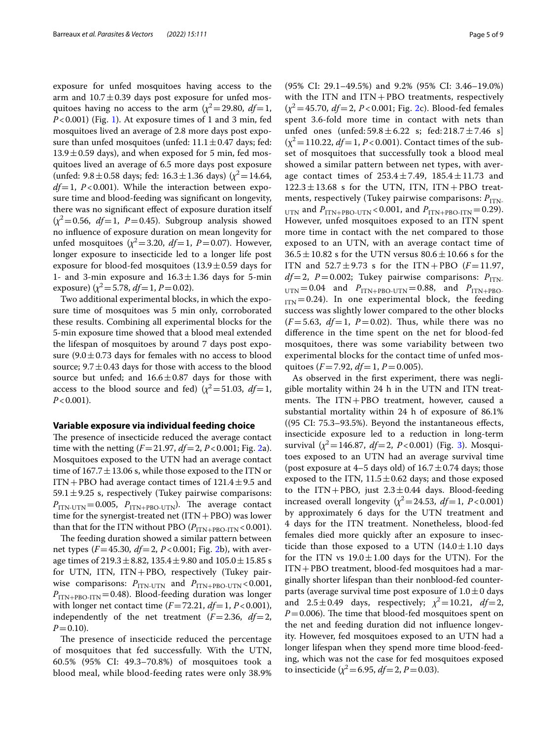exposure for unfed mosquitoes having access to the arm and 10.7 ± 0.39 days post exposure for unfed mosquitoes having no access to the arm ($\chi^2 = 29.80$, $df = 1$, $P < 0.001$) (Fig. 1). At exposure times of 1 and 3 min, fed mosquitoes lived an average of 2.8 more days post exposure than unfed mosquitoes (unfed: 11.1 ± 0.47 days; fed: 13.9 ± 0.59 days), and when exposed for 5 min, fed mosquitoes lived an average of 6.5 more days post exposure (unfed: 9.8 ± 0.58 days; fed: 16.3 ± 1.36 days) ($\chi^2 = 14.64$, $df = 1$, $P < 0.001$). While the interaction between exposure time and blood-feeding was significant on longevity, there was no significant effect of exposure duration itself ($\chi^2 = 0.56$, $df = 1$, $P = 0.45$). Subgroup analysis showed no influence of exposure duration on mean longevity for unfed mosquitoes ($\chi^2 = 3.20$, $df = 1$, $P = 0.07$). However, longer exposure to insecticide led to a longer life post exposure for blood-fed mosquitoes (13.9 ± 0.59 days for 1- and 3-min exposure and 16.3 ± 1.36 days for 5-min exposure) ($\chi^2 = 5.78$, $df = 1$, $P = 0.02$).

Two additional experimental blocks, in which the exposure time of mosquitoes was 5 min only, corroborated these results. Combining all experimental blocks for the 5-min exposure time showed that a blood meal extended the lifespan of mosquitoes by around 7 days post exposure (9.0 ± 0.73 days for females with no access to blood source; 9.7 ± 0.43 days for those with access to the blood source but unfed; and 16.6 ± 0.87 days for those with access to the blood source and fed) ($\chi^2 = 51.03$, $df = 1$, $P < 0.001$).

### Variable exposure via individual feeding choice

The presence of insecticide reduced the average contact time with the netting ($F = 21.97$, $df = 2$, $P < 0.001$; Fig. 2a). Mosquitoes exposed to the UTN had an average contact time of 167.7 ± 13.06 s, while those exposed to the ITN or ITN + PBO had average contact times of 121.4 ± 9.5 and 59.1 ± 9.25 s, respectively (Tukey pairwise comparisons: $P_{ITN\text{-}UTN} = 0.005$, $P_{ITN+PBO\text{-}UTN}$). The average contact time for the synergist-treated net (ITN + PBO) was lower than that for the ITN without PBO ($P_{ITN+PBO\text{-}ITN} < 0.001$).

The feeding duration showed a similar pattern between net types ($F = 45.30$, $df = 2$, $P < 0.001$; Fig. 2b), with average times of 219.3 ± 8.82, 135.4 ± 9.80 and 105.0 ± 15.85 s for UTN, ITN, ITN + PBO, respectively (Tukey pairwise comparisons: $P_{ITN\text{-}UTN}$ and $P_{ITN+PBO\text{-}UTN} < 0.001$, $P_{ITN+PBO\text{-}ITN} = 0.48$). Blood-feeding duration was longer with longer net contact time ($F = 72.21$, $df = 1$, $P < 0.001$), independently of the net treatment ($F = 2.36$, $df = 2$, $P = 0.10$).

The presence of insecticide reduced the percentage of mosquitoes that fed successfully. With the UTN, 60.5% (95% CI: 49.3–70.8%) of mosquitoes took a blood meal, while blood-feeding rates were only 38.9% (95% CI: 29.1–49.5%) and 9.2% (95% CI: 3.46–19.0%) with the ITN and ITN + PBO treatments, respectively ($\chi^2 = 45.70$, $df = 2$, $P < 0.001$; Fig. 2c). Blood-fed females spent 3.6-fold more time in contact with nets than unfed ones (unfed: 59.8 ± 6.22 s; fed: 218.7 ± 7.46 s] ($\chi^2 = 110.22$, $df = 1$, $P < 0.001$). Contact times of the subset of mosquitoes that successfully took a blood meal showed a similar pattern between net types, with average contact times of 253.4 ± 7.49, 185.4 ± 11.73 and 122.3 ± 13.68 s for the UTN, ITN, ITN + PBO treatments, respectively (Tukey pairwise comparisons: $P_{ITN\text{-}UTN}$ and $P_{ITN+PBO\text{-}UTN} < 0.001$, and $P_{ITN+PBO\text{-}ITN} = 0.29$). However, unfed mosquitoes exposed to an ITN spent more time in contact with the net compared to those exposed to an UTN, with an average contact time of 36.5 ± 10.82 s for the UTN versus 80.6 ± 10.66 s for the ITN and 52.7 ± 9.73 s for the ITN + PBO ($F = 11.97$, $df = 2$, $P = 0.002$; Tukey pairwise comparisons: $P_{ITN\text{-}UTN} = 0.04$ and $P_{ITN+PBO\text{-}UTN} = 0.88$, and $P_{ITN+PBO\text{-}ITN} = 0.24$). In one experimental block, the feeding success was slightly lower compared to the other blocks ($F = 5.63$, $df = 1$, $P = 0.02$). Thus, while there was no difference in the time spent on the net for blood-fed mosquitoes, there was some variability between two experimental blocks for the contact time of unfed mosquitoes ($F = 7.92$, $df = 1$, $P = 0.005$).

As observed in the first experiment, there was negligible mortality within 24 h in the UTN and ITN treatments. The ITN + PBO treatment, however, caused a substantial mortality within 24 h of exposure of 86.1% ((95 CI: 75.3–93.5%). Beyond the instantaneous effects, insecticide exposure led to a reduction in long-term survival ($\chi^2 = 146.87$, $df = 2$, $P < 0.001$) (Fig. 3). Mosquitoes exposed to an UTN had an average survival time (post exposure at 4–5 days old) of 16.7 ± 0.74 days; those exposed to the ITN, 11.5 ± 0.62 days; and those exposed to the ITN + PBO, just 2.3 ± 0.44 days. Blood-feeding increased overall longevity ($\chi^2 = 24.53$, $df = 1$, $P < 0.001$) by approximately 6 days for the UTN treatment and 4 days for the ITN treatment. Nonetheless, blood-fed females died more quickly after an exposure to insecticide than those exposed to a UTN (14.0 ± 1.10 days for the ITN vs 19.0 ± 1.00 days for the UTN). For the ITN + PBO treatment, blood-fed mosquitoes had a marginally shorter lifespan than their nonblood-fed counterparts (average survival time post exposure of 1.0 ± 0 days and 2.5 ± 0.49 days, respectively; $\chi^2 = 10.21$, $df = 2$, $P = 0.006$). The time that blood-fed mosquitoes spent on the net and feeding duration did not influence longevity. However, fed mosquitoes exposed to an UTN had a longer lifespan when they spend more time blood-feeding, which was not the case for fed mosquitoes exposed to insecticide ($\chi^2 = 6.95$, $df = 2$, $P = 0.03$).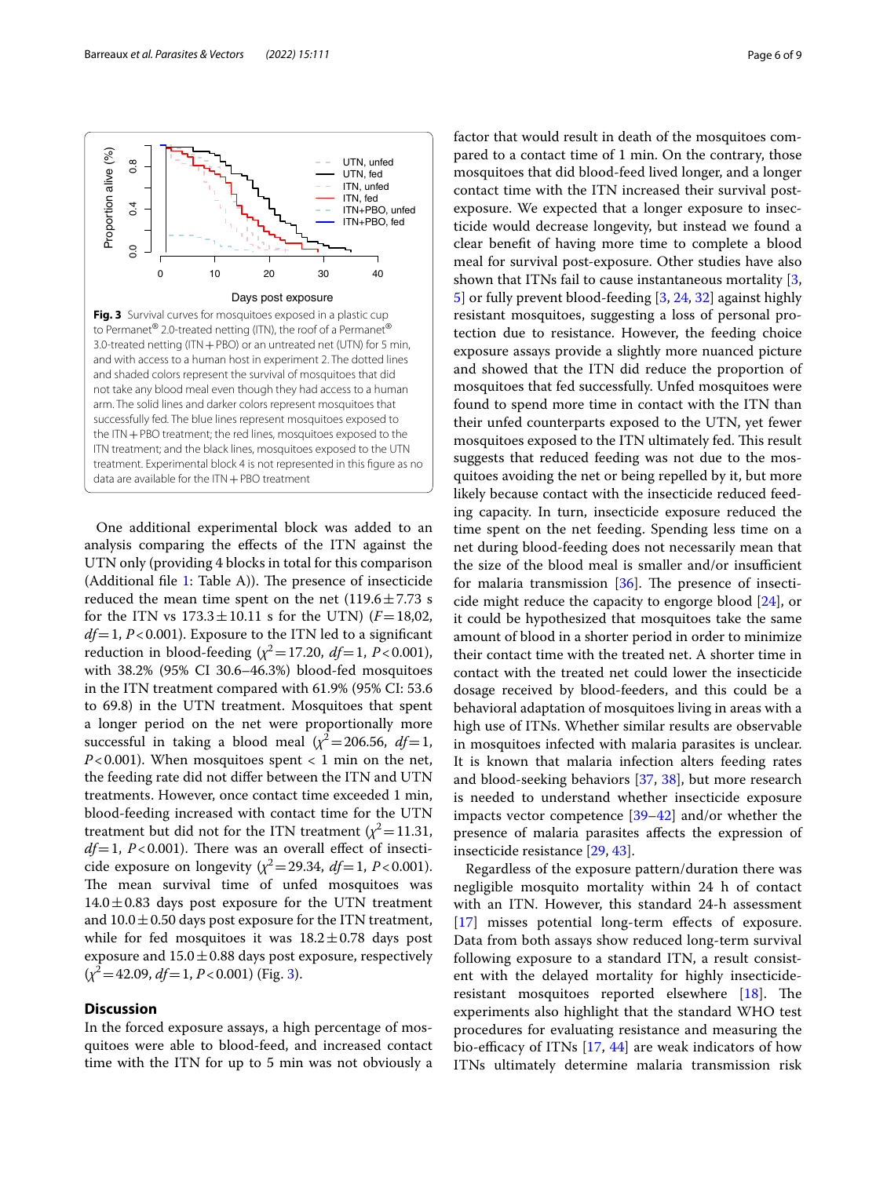**Fig. 3** Survival curves for mosquitoes exposed in a plastic cup to Permanet® 2.0-treated netting (ITN), the roof of a Permanet® 3.0-treated netting (ITN + PBO) or an untreated net (UTN) for 5 min, and with access to a human host in experiment 2. The dotted lines and shaded colors represent the survival of mosquitoes that did not take any blood meal even though they had access to a human arm. The solid lines and darker colors represent mosquitoes that successfully fed. The blue lines represent mosquitoes exposed to the ITN + PBO treatment; the red lines, mosquitoes exposed to the ITN treatment; and the black lines, mosquitoes exposed to the UTN treatment. Experimental block 4 is not represented in this figure as no data are available for the ITN + PBO treatment

One additional experimental block was added to an analysis comparing the effects of the ITN against the UTN only (providing 4 blocks in total for this comparison (Additional file 1: Table A)). The presence of insecticide reduced the mean time spent on the net (119.6 ± 7.73 s for the ITN vs 173.3 ± 10.11 s for the UTN) ($F$ = 18,02, $df$ = 1, $P$ < 0.001). Exposure to the ITN led to a significant reduction in blood-feeding ($\chi^2$ = 17.20, $df$ = 1, $P$ < 0.001), with 38.2% (95% CI 30.6–46.3%) blood-fed mosquitoes in the ITN treatment compared with 61.9% (95% CI: 53.6 to 69.8) in the UTN treatment. Mosquitoes that spent a longer period on the net were proportionally more successful in taking a blood meal ($\chi^2$ = 206.56, $df$ = 1, $P$ < 0.001). When mosquitoes spent < 1 min on the net, the feeding rate did not differ between the ITN and UTN treatments. However, once contact time exceeded 1 min, blood-feeding increased with contact time for the UTN treatment but did not for the ITN treatment ($\chi^2$ = 11.31, $df$ = 1, $P$ < 0.001). There was an overall effect of insecticide exposure on longevity ($\chi^2$ = 29.34, $df$ = 1, $P$ < 0.001). The mean survival time of unfed mosquitoes was 14.0 ± 0.83 days post exposure for the UTN treatment and 10.0 ± 0.50 days post exposure for the ITN treatment, while for fed mosquitoes it was 18.2 ± 0.78 days post exposure and 15.0 ± 0.88 days post exposure, respectively ($\chi^2$ = 42.09, $df$ = 1, $P$ < 0.001) (Fig. 3).

## Discussion

In the forced exposure assays, a high percentage of mosquitoes were able to blood-feed, and increased contact time with the ITN for up to 5 min was not obviously a factor that would result in death of the mosquitoes compared to a contact time of 1 min. On the contrary, those mosquitoes that did blood-feed lived longer, and a longer contact time with the ITN increased their survival post-exposure. We expected that a longer exposure to insecticide would decrease longevity, but instead we found a clear benefit of having more time to complete a blood meal for survival post-exposure. Other studies have also shown that ITNs fail to cause instantaneous mortality [3, 5] or fully prevent blood-feeding [3, 24, 32] against highly resistant mosquitoes, suggesting a loss of personal protection due to resistance. However, the feeding choice exposure assays provide a slightly more nuanced picture and showed that the ITN did reduce the proportion of mosquitoes that fed successfully. Unfed mosquitoes were found to spend more time in contact with the ITN than their unfed counterparts exposed to the UTN, yet fewer mosquitoes exposed to the ITN ultimately fed. This result suggests that reduced feeding was not due to the mosquitoes avoiding the net or being repelled by it, but more likely because contact with the insecticide reduced feeding capacity. In turn, insecticide exposure reduced the time spent on the net feeding. Spending less time on a net during blood-feeding does not necessarily mean that the size of the blood meal is smaller and/or insufficient for malaria transmission [36]. The presence of insecticide might reduce the capacity to engorge blood [24], or it could be hypothesized that mosquitoes take the same amount of blood in a shorter period in order to minimize their contact time with the treated net. A shorter time in contact with the treated net could lower the insecticide dosage received by blood-feeders, and this could be a behavioral adaptation of mosquitoes living in areas with a high use of ITNs. Whether similar results are observable in mosquitoes infected with malaria parasites is unclear. It is known that malaria infection alters feeding rates and blood-seeking behaviors [37, 38], but more research is needed to understand whether insecticide exposure impacts vector competence [39–42] and/or whether the presence of malaria parasites affects the expression of insecticide resistance [29, 43].

Regardless of the exposure pattern/duration there was negligible mosquito mortality within 24 h of contact with an ITN. However, this standard 24-h assessment [17] misses potential long-term effects of exposure. Data from both assays show reduced long-term survival following exposure to a standard ITN, a result consistent with the delayed mortality for highly insecticide-resistant mosquitoes reported elsewhere [18]. The experiments also highlight that the standard WHO test procedures for evaluating resistance and measuring the bio-efficacy of ITNs [17, 44] are weak indicators of how ITNs ultimately determine malaria transmission risk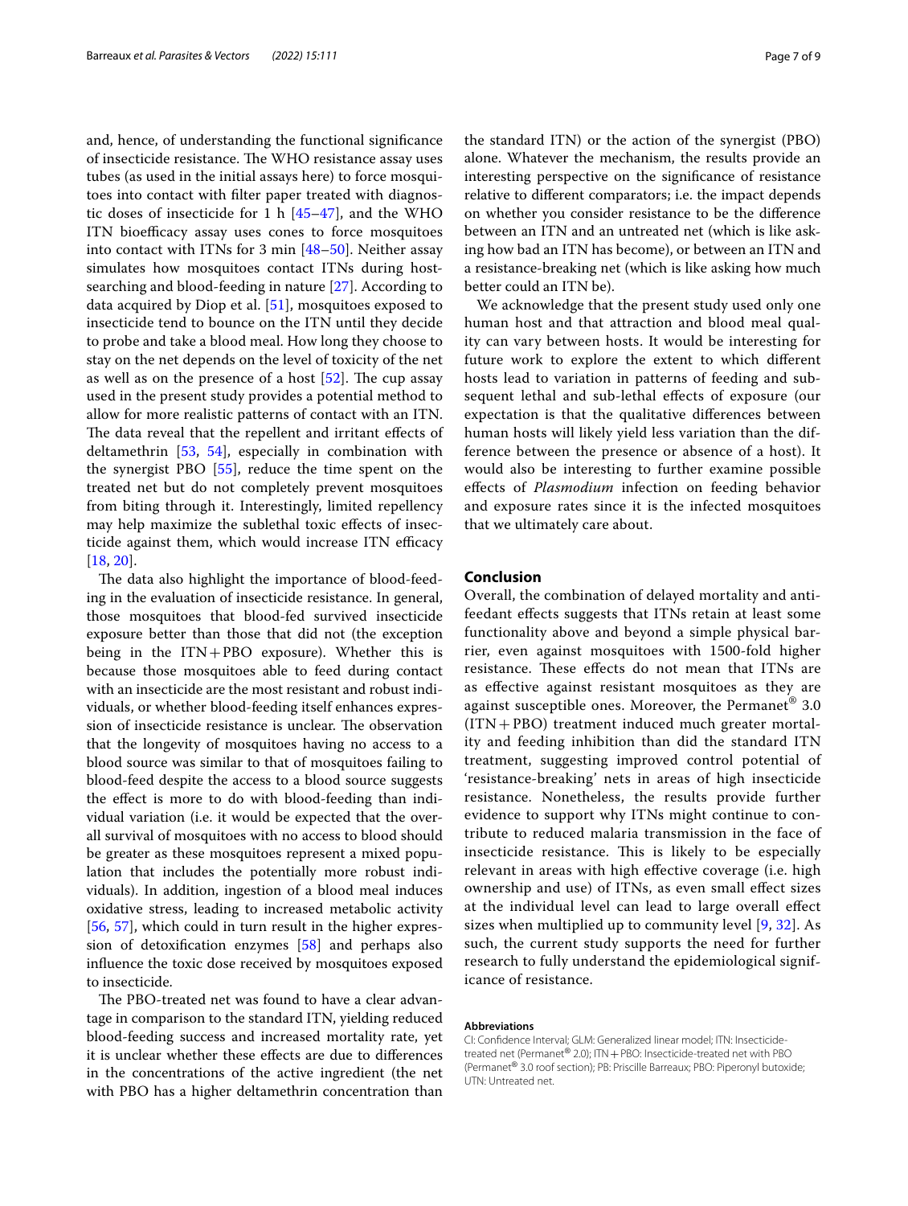and, hence, of understanding the functional significance of insecticide resistance. The WHO resistance assay uses tubes (as used in the initial assays here) to force mosquitoes into contact with filter paper treated with diagnostic doses of insecticide for 1 h [45–47], and the WHO ITN bioefficacy assay uses cones to force mosquitoes into contact with ITNs for 3 min [48–50]. Neither assay simulates how mosquitoes contact ITNs during host-searching and blood-feeding in nature [27]. According to data acquired by Diop et al. [51], mosquitoes exposed to insecticide tend to bounce on the ITN until they decide to probe and take a blood meal. How long they choose to stay on the net depends on the level of toxicity of the net as well as on the presence of a host [52]. The cup assay used in the present study provides a potential method to allow for more realistic patterns of contact with an ITN. The data reveal that the repellent and irritant effects of deltamethrin [53, 54], especially in combination with the synergist PBO [55], reduce the time spent on the treated net but do not completely prevent mosquitoes from biting through it. Interestingly, limited repellency may help maximize the sublethal toxic effects of insecticide against them, which would increase ITN efficacy [18, 20].

The data also highlight the importance of blood-feeding in the evaluation of insecticide resistance. In general, those mosquitoes that blood-fed survived insecticide exposure better than those that did not (the exception being in the ITN + PBO exposure). Whether this is because those mosquitoes able to feed during contact with an insecticide are the most resistant and robust individuals, or whether blood-feeding itself enhances expression of insecticide resistance is unclear. The observation that the longevity of mosquitoes having no access to a blood source was similar to that of mosquitoes failing to blood-feed despite the access to a blood source suggests the effect is more to do with blood-feeding than individual variation (i.e. it would be expected that the overall survival of mosquitoes with no access to blood should be greater as these mosquitoes represent a mixed population that includes the potentially more robust individuals). In addition, ingestion of a blood meal induces oxidative stress, leading to increased metabolic activity [56, 57], which could in turn result in the higher expression of detoxification enzymes [58] and perhaps also influence the toxic dose received by mosquitoes exposed to insecticide.

The PBO-treated net was found to have a clear advantage in comparison to the standard ITN, yielding reduced blood-feeding success and increased mortality rate, yet it is unclear whether these effects are due to differences in the concentrations of the active ingredient (the net with PBO has a higher deltamethrin concentration than the standard ITN) or the action of the synergist (PBO) alone. Whatever the mechanism, the results provide an interesting perspective on the significance of resistance relative to different comparators; i.e. the impact depends on whether you consider resistance to be the difference between an ITN and an untreated net (which is like asking how bad an ITN has become), or between an ITN and a resistance-breaking net (which is like asking how much better could an ITN be).

We acknowledge that the present study used only one human host and that attraction and blood meal quality can vary between hosts. It would be interesting for future work to explore the extent to which different hosts lead to variation in patterns of feeding and subsequent lethal and sub-lethal effects of exposure (our expectation is that the qualitative differences between human hosts will likely yield less variation than the difference between the presence or absence of a host). It would also be interesting to further examine possible effects of *Plasmodium* infection on feeding behavior and exposure rates since it is the infected mosquitoes that we ultimately care about.

## Conclusion

Overall, the combination of delayed mortality and anti-feedant effects suggests that ITNs retain at least some functionality above and beyond a simple physical barrier, even against mosquitoes with 1500-fold higher resistance. These effects do not mean that ITNs are as effective against resistant mosquitoes as they are against susceptible ones. Moreover, the Permanet® 3.0 (ITN + PBO) treatment induced much greater mortality and feeding inhibition than did the standard ITN treatment, suggesting improved control potential of 'resistance-breaking' nets in areas of high insecticide resistance. Nonetheless, the results provide further evidence to support why ITNs might continue to contribute to reduced malaria transmission in the face of insecticide resistance. This is likely to be especially relevant in areas with high effective coverage (i.e. high ownership and use) of ITNs, as even small effect sizes at the individual level can lead to large overall effect sizes when multiplied up to community level [9, 32]. As such, the current study supports the need for further research to fully understand the epidemiological significance of resistance.

#### Abbreviations

CI: Confidence Interval; GLM: Generalized linear model; ITN: Insecticide-treated net (Permanet® 2.0); ITN + PBO: Insecticide-treated net with PBO (Permanet® 3.0 roof section); PB: Priscille Barreaux; PBO: Piperonyl butoxide; UTN: Untreated net.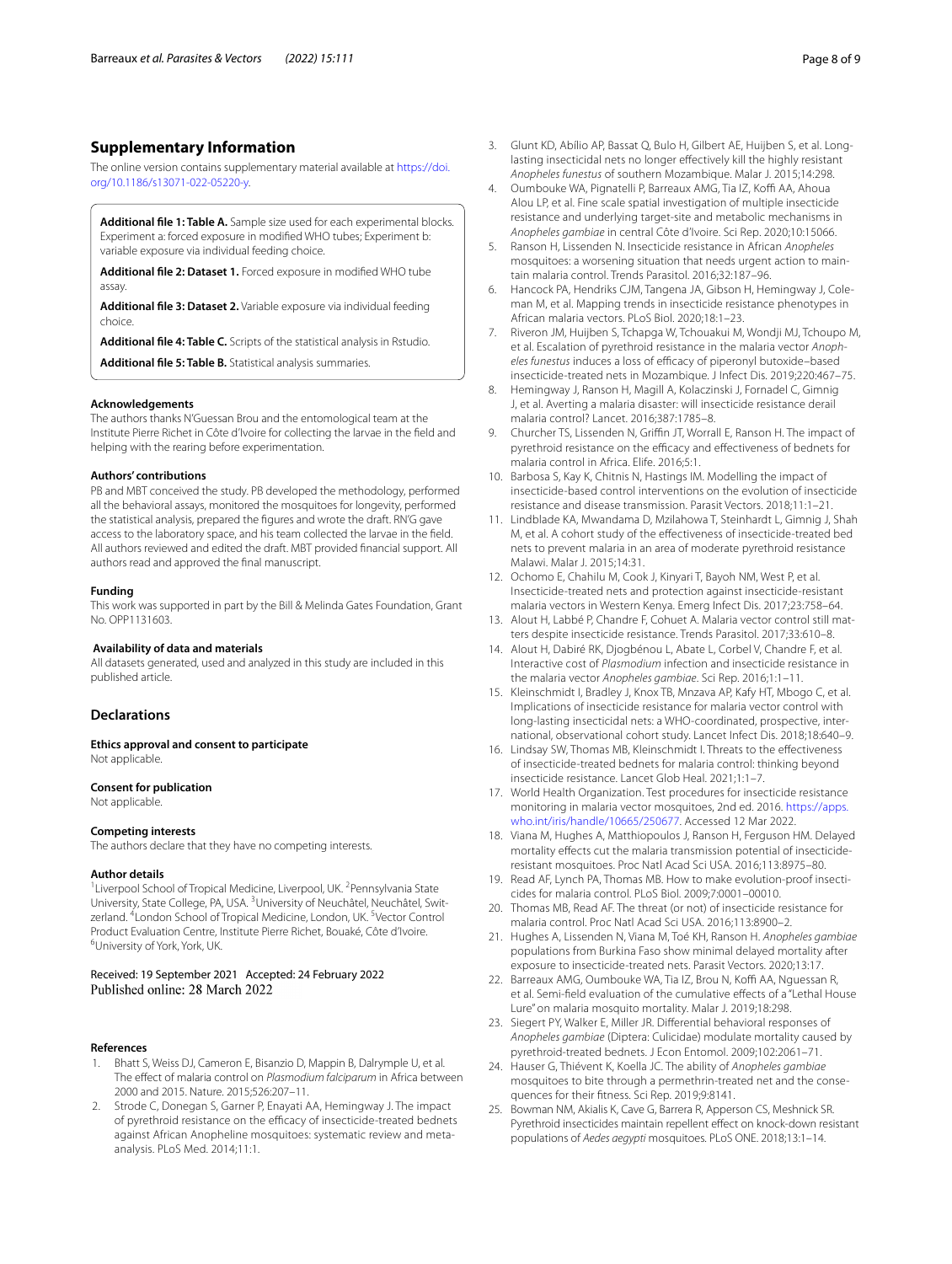## Supplementary Information

The online version contains supplementary material available at https://doi.org/10.1186/s13071-022-05220-y.

**Additional file 1: Table A.** Sample size used for each experimental blocks. Experiment a: forced exposure in modified WHO tubes; Experiment b: variable exposure via individual feeding choice.

**Additional file 2: Dataset 1.** Forced exposure in modified WHO tube assay.

**Additional file 3: Dataset 2.** Variable exposure via individual feeding choice.

**Additional file 4: Table C.** Scripts of the statistical analysis in Rstudio.

**Additional file 5: Table B.** Statistical analysis summaries.

### Acknowledgements

The authors thanks N'Guessan Brou and the entomological team at the Institute Pierre Richet in Côte d'Ivoire for collecting the larvae in the field and helping with the rearing before experimentation.

### Authors' contributions

PB and MBT conceived the study. PB developed the methodology, performed all the behavioral assays, monitored the mosquitoes for longevity, performed the statistical analysis, prepared the figures and wrote the draft. RN'G gave access to the laboratory space, and his team collected the larvae in the field. All authors reviewed and edited the draft. MBT provided financial support. All authors read and approved the final manuscript.

### Funding

This work was supported in part by the Bill & Melinda Gates Foundation, Grant No. OPP1131603.

### Availability of data and materials

All datasets generated, used and analyzed in this study are included in this published article.

## Declarations

### Ethics approval and consent to participate

Not applicable.

### Consent for publication

Not applicable.

### Competing interests

The authors declare that they have no competing interests.

### Author details

[1]Liverpool School of Tropical Medicine, Liverpool, UK. [2]Pennsylvania State University, State College, PA, USA. [3]University of Neuchâtel, Neuchâtel, Switzerland. [4]London School of Tropical Medicine, London, UK. [5]Vector Control Product Evaluation Centre, Institute Pierre Richet, Bouaké, Côte d'Ivoire. [6]University of York, York, UK.

Received: 19 September 2021 Accepted: 24 February 2022
Published online: 28 March 2022

## References

1. Bhatt S, Weiss DJ, Cameron E, Bisanzio D, Mappin B, Dalrymple U, et al. The effect of malaria control on *Plasmodium falciparum* in Africa between 2000 and 2015. Nature. 2015;526:207–11.
2. Strode C, Donegan S, Garner P, Enayati AA, Hemingway J. The impact of pyrethroid resistance on the efficacy of insecticide-treated bednets against African Anopheline mosquitoes: systematic review and meta-analysis. PLoS Med. 2014;11:1.
3. Glunt KD, Abílio AP, Bassat Q, Bulo H, Gilbert AE, Huijben S, et al. Long-lasting insecticidal nets no longer effectively kill the highly resistant *Anopheles funestus* of southern Mozambique. Malar J. 2015;14:298.
4. Oumbouke WA, Pignatelli P, Barreaux AMG, Tia IZ, Koffi AA, Ahoua Alou LP, et al. Fine scale spatial investigation of multiple insecticide resistance and underlying target-site and metabolic mechanisms in *Anopheles gambiae* in central Côte d'Ivoire. Sci Rep. 2020;10:15066.
5. Ranson H, Lissenden N. Insecticide resistance in African *Anopheles* mosquitoes: a worsening situation that needs urgent action to maintain malaria control. Trends Parasitol. 2016;32:187–96.
6. Hancock PA, Hendriks CJM, Tangena JA, Gibson H, Hemingway J, Coleman M, et al. Mapping trends in insecticide resistance phenotypes in African malaria vectors. PLoS Biol. 2020;18:1–23.
7. Riveron JM, Huijben S, Tchapga W, Tchouakui M, Wondji MJ, Tchoupo M, et al. Escalation of pyrethroid resistance in the malaria vector *Anopheles funestus* induces a loss of efficacy of piperonyl butoxide–based insecticide-treated nets in Mozambique. J Infect Dis. 2019;220:467–75.
8. Hemingway J, Ranson H, Magill A, Kolaczinski J, Fornadel C, Gimnig J, et al. Averting a malaria disaster: will insecticide resistance derail malaria control? Lancet. 2016;387:1785–8.
9. Churcher TS, Lissenden N, Griffin JT, Worrall E, Ranson H. The impact of pyrethroid resistance on the efficacy and effectiveness of bednets for malaria control in Africa. Elife. 2016;5:1.
10. Barbosa S, Kay K, Chitnis N, Hastings IM. Modelling the impact of insecticide-based control interventions on the evolution of insecticide resistance and disease transmission. Parasit Vectors. 2018;11:1–21.
11. Lindblade KA, Mwandama D, Mzilahowa T, Steinhardt L, Gimnig J, Shah M, et al. A cohort study of the effectiveness of insecticide-treated bed nets to prevent malaria in an area of moderate pyrethroid resistance Malawi. Malar J. 2015;14:31.
12. Ochomo E, Chahilu M, Cook J, Kinyari T, Bayoh NM, West P, et al. Insecticide-treated nets and protection against insecticide-resistant malaria vectors in Western Kenya. Emerg Infect Dis. 2017;23:758–64.
13. Alout H, Labbé P, Chandre F, Cohuet A. Malaria vector control still matters despite insecticide resistance. Trends Parasitol. 2017;33:610–8.
14. Alout H, Dabiré RK, Djogbénou L, Abate L, Corbel V, Chandre F, et al. Interactive cost of *Plasmodium* infection and insecticide resistance in the malaria vector *Anopheles gambiae*. Sci Rep. 2016;1:1–11.
15. Kleinschmidt I, Bradley J, Knox TB, Mnzava AP, Kafy HT, Mbogo C, et al. Implications of insecticide resistance for malaria vector control with long-lasting insecticidal nets: a WHO-coordinated, prospective, international, observational cohort study. Lancet Infect Dis. 2018;18:640–9.
16. Lindsay SW, Thomas MB, Kleinschmidt I. Threats to the effectiveness of insecticide-treated bednets for malaria control: thinking beyond insecticide resistance. Lancet Glob Heal. 2021;1:1–7.
17. World Health Organization. Test procedures for insecticide resistance monitoring in malaria vector mosquitoes, 2nd ed. 2016. https://apps.who.int/iris/handle/10665/250677. Accessed 12 Mar 2022.
18. Viana M, Hughes A, Matthiopoulos J, Ranson H, Ferguson HM. Delayed mortality effects cut the malaria transmission potential of insecticide-resistant mosquitoes. Proc Natl Acad Sci USA. 2016;113:8975–80.
19. Read AF, Lynch PA, Thomas MB. How to make evolution-proof insecticides for malaria control. PLoS Biol. 2009;7:0001–00010.
20. Thomas MB, Read AF. The threat (or not) of insecticide resistance for malaria control. Proc Natl Acad Sci USA. 2016;113:8900–2.
21. Hughes A, Lissenden N, Viana M, Toé KH, Ranson H. *Anopheles gambiae* populations from Burkina Faso show minimal delayed mortality after exposure to insecticide-treated nets. Parasit Vectors. 2020;13:17.
22. Barreaux AMG, Oumbouke WA, Tia IZ, Brou N, Koffi AA, Nguessan R, et al. Semi-field evaluation of the cumulative effects of a "Lethal House Lure" on malaria mosquito mortality. Malar J. 2019;18:298.
23. Siegert PY, Walker E, Miller JR. Differential behavioral responses of *Anopheles gambiae* (Diptera: Culicidae) modulate mortality caused by pyrethroid-treated bednets. J Econ Entomol. 2009;102:2061–71.
24. Hauser G, Thiévent K, Koella JC. The ability of *Anopheles gambiae* mosquitoes to bite through a permethrin-treated net and the consequences for their fitness. Sci Rep. 2019;9:8141.
25. Bowman NM, Akialis K, Cave G, Barrera R, Apperson CS, Meshnick SR. Pyrethroid insecticides maintain repellent effect on knock-down resistant populations of *Aedes aegypti* mosquitoes. PLoS ONE. 2018;13:1–14.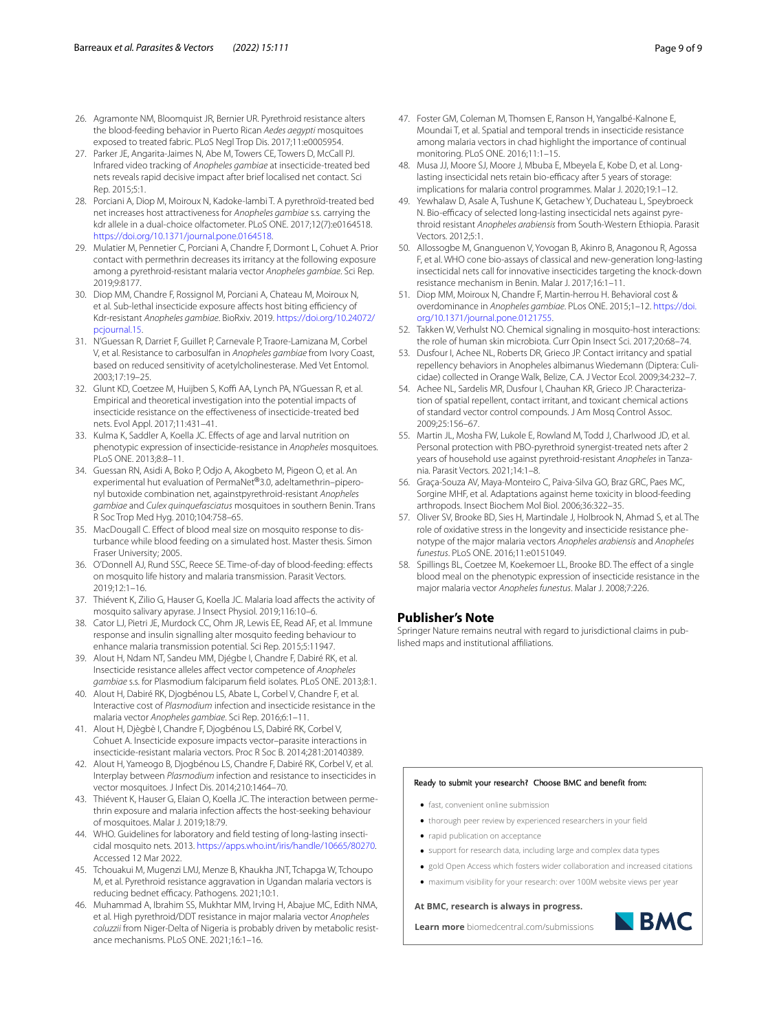26. Agramonte NM, Bloomquist JR, Bernier UR. Pyrethroid resistance alters the blood-feeding behavior in Puerto Rican *Aedes aegypti* mosquitoes exposed to treated fabric. PLoS Negl Trop Dis. 2017;11:e0005954.
27. Parker JE, Angarita-Jaimes N, Abe M, Towers CE, Towers D, McCall PJ. Infrared video tracking of *Anopheles gambiae* at insecticide-treated bed nets reveals rapid decisive impact after brief localised net contact. Sci Rep. 2015;5:1.
28. Porciani A, Diop M, Moiroux N, Kadoke-lambi T. A pyrethroïd-treated bed net increases host attractiveness for *Anopheles gambiae* s.s. carrying the kdr allele in a dual-choice olfactometer. PLoS ONE. 2017;12(7):e0164518. https://doi.org/10.1371/journal.pone.0164518.
29. Mulatier M, Pennetier C, Porciani A, Chandre F, Dormont L, Cohuet A. Prior contact with permethrin decreases its irritancy at the following exposure among a pyrethroid-resistant malaria vector *Anopheles gambiae*. Sci Rep. 2019;9:8177.
30. Diop MM, Chandre F, Rossignol M, Porciani A, Chateau M, Moiroux N, et al. Sub-lethal insecticide exposure affects host biting efficiency of Kdr-resistant *Anopheles gambiae*. BioRxiv. 2019. https://doi.org/10.24072/pcjournal.15.
31. N'Guessan R, Darriet F, Guillet P, Carnevale P, Traore-Lamizana M, Corbel V, et al. Resistance to carbosulfan in *Anopheles gambiae* from Ivory Coast, based on reduced sensitivity of acetylcholinesterase. Med Vet Entomol. 2003;17:19–25.
32. Glunt KD, Coetzee M, Huijben S, Koffi AA, Lynch PA, N'Guessan R, et al. Empirical and theoretical investigation into the potential impacts of insecticide resistance on the effectiveness of insecticide-treated bed nets. Evol Appl. 2017;11:431–41.
33. Kulma K, Saddler A, Koella JC. Effects of age and larval nutrition on phenotypic expression of insecticide-resistance in *Anopheles* mosquitoes. PLoS ONE. 2013;8:8–11.
34. Guessan RN, Asidi A, Boko P, Odjo A, Akogbeto M, Pigeon O, et al. An experimental hut evaluation of PermaNet®3.0, adeltamethrin–piperonyl butoxide combination net, againstpyrethroid-resistant *Anopheles gambiae* and *Culex quinquefasciatus* mosquitoes in southern Benin. Trans R Soc Trop Med Hyg. 2010;104:758–65.
35. MacDougall C. Effect of blood meal size on mosquito response to disturbance while blood feeding on a simulated host. Master thesis. Simon Fraser University; 2005.
36. O'Donnell AJ, Rund SSC, Reece SE. Time-of-day of blood-feeding: effects on mosquito life history and malaria transmission. Parasit Vectors. 2019;12:1–16.
37. Thiévent K, Zilio G, Hauser G, Koella JC. Malaria load affects the activity of mosquito salivary apyrase. J Insect Physiol. 2019;116:10–6.
38. Cator LJ, Pietri JE, Murdock CC, Ohm JR, Lewis EE, Read AF, et al. Immune response and insulin signalling alter mosquito feeding behaviour to enhance malaria transmission potential. Sci Rep. 2015;5:11947.
39. Alout H, Ndam NT, Sandeu MM, Djégbe I, Chandre F, Dabiré RK, et al. Insecticide resistance alleles affect vector competence of *Anopheles gambiae* s.s. for Plasmodium falciparum field isolates. PLoS ONE. 2013;8:1.
40. Alout H, Dabiré RK, Djogbénou LS, Abate L, Corbel V, Chandre F, et al. Interactive cost of *Plasmodium* infection and insecticide resistance in the malaria vector *Anopheles gambiae*. Sci Rep. 2016;6:1–11.
41. Alout H, Djègbè I, Chandre F, Djogbénou LS, Dabiré RK, Corbel V, Cohuet A. Insecticide exposure impacts vector–parasite interactions in insecticide-resistant malaria vectors. Proc R Soc B. 2014;281:20140389.
42. Alout H, Yameogo B, Djogbénou LS, Chandre F, Dabiré RK, Corbel V, et al. Interplay between *Plasmodium* infection and resistance to insecticides in vector mosquitoes. J Infect Dis. 2014;210:1464–70.
43. Thiévent K, Hauser G, Elaian O, Koella JC. The interaction between permethrin exposure and malaria infection affects the host-seeking behaviour of mosquitoes. Malar J. 2019;18:79.
44. WHO. Guidelines for laboratory and field testing of long-lasting insecticidal mosquito nets. 2013. https://apps.who.int/iris/handle/10665/80270. Accessed 12 Mar 2022.
45. Tchouakui M, Mugenzi LMJ, Menze B, Khaukha JNT, Tchapga W, Tchoupo M, et al. Pyrethroid resistance aggravation in Ugandan malaria vectors is reducing bednet efficacy. Pathogens. 2021;10:1.
46. Muhammad A, Ibrahim SS, Mukhtar MM, Irving H, Abajue MC, Edith NMA, et al. High pyrethroid/DDT resistance in major malaria vector *Anopheles coluzzii* from Niger-Delta of Nigeria is probably driven by metabolic resistance mechanisms. PLoS ONE. 2021;16:1–16.
47. Foster GM, Coleman M, Thomsen E, Ranson H, Yangalbé-Kalnone E, Moundai T, et al. Spatial and temporal trends in insecticide resistance among malaria vectors in chad highlight the importance of continual monitoring. PLoS ONE. 2016;11:1–15.
48. Musa JJ, Moore SJ, Moore J, Mbuba E, Mbeyela E, Kobe D, et al. Long-lasting insecticidal nets retain bio-efficacy after 5 years of storage: implications for malaria control programmes. Malar J. 2020;19:1–12.
49. Yewhalaw D, Asale A, Tushune K, Getachew Y, Duchateau L, Speybroeck N. Bio-efficacy of selected long-lasting insecticidal nets against pyrethroid resistant *Anopheles arabiensis* from South-Western Ethiopia. Parasit Vectors. 2012;5:1.
50. Allossogbe M, Gnanguenon V, Yovogan B, Akinro B, Anagonou R, Agossa F, et al. WHO cone bio-assays of classical and new-generation long-lasting insecticidal nets call for innovative insecticides targeting the knock-down resistance mechanism in Benin. Malar J. 2017;16:1–11.
51. Diop MM, Moiroux N, Chandre F, Martin-herrou H. Behavioral cost & overdominance in *Anopheles gambiae*. PLos ONE. 2015;1–12. https://doi.org/10.1371/journal.pone.0121755.
52. Takken W, Verhulst NO. Chemical signaling in mosquito-host interactions: the role of human skin microbiota. Curr Opin Insect Sci. 2017;20:68–74.
53. Dusfour I, Achee NL, Roberts DR, Grieco JP. Contact irritancy and spatial repellency behaviors in Anopheles albimanus Wiedemann (Diptera: Culicidae) collected in Orange Walk, Belize, C.A. J Vector Ecol. 2009;34:232–7.
54. Achee NL, Sardelis MR, Dusfour I, Chauhan KR, Grieco JP. Characterization of spatial repellent, contact irritant, and toxicant chemical actions of standard vector control compounds. J Am Mosq Control Assoc. 2009;25:156–67.
55. Martin JL, Mosha FW, Lukole E, Rowland M, Todd J, Charlwood JD, et al. Personal protection with PBO-pyrethroid synergist-treated nets after 2 years of household use against pyrethroid-resistant *Anopheles* in Tanzania. Parasit Vectors. 2021;14:1–8.
56. Graça-Souza AV, Maya-Monteiro C, Paiva-Silva GO, Braz GRC, Paes MC, Sorgine MHF, et al. Adaptations against heme toxicity in blood-feeding arthropods. Insect Biochem Mol Biol. 2006;36:322–35.
57. Oliver SV, Brooke BD, Sies H, Martindale J, Holbrook N, Ahmad S, et al. The role of oxidative stress in the longevity and insecticide resistance phenotype of the major malaria vectors *Anopheles arabiensis* and *Anopheles funestus*. PLoS ONE. 2016;11:e0151049.
58. Spillings BL, Coetzee M, Koekemoer LL, Brooke BD. The effect of a single blood meal on the phenotypic expression of insecticide resistance in the major malaria vector *Anopheles funestus*. Malar J. 2008;7:226.

## Publisher's Note

Springer Nature remains neutral with regard to jurisdictional claims in published maps and institutional affiliations.

Ready to submit your research? Choose BMC and benefit from:

- fast, convenient online submission
- thorough peer review by experienced researchers in your field
- rapid publication on acceptance
- support for research data, including large and complex data types
- gold Open Access which fosters wider collaboration and increased citations
- maximum visibility for your research: over 100M website views per year

**At BMC, research is always in progress.**

**Learn more** biomedcentral.com/submissions

BMC